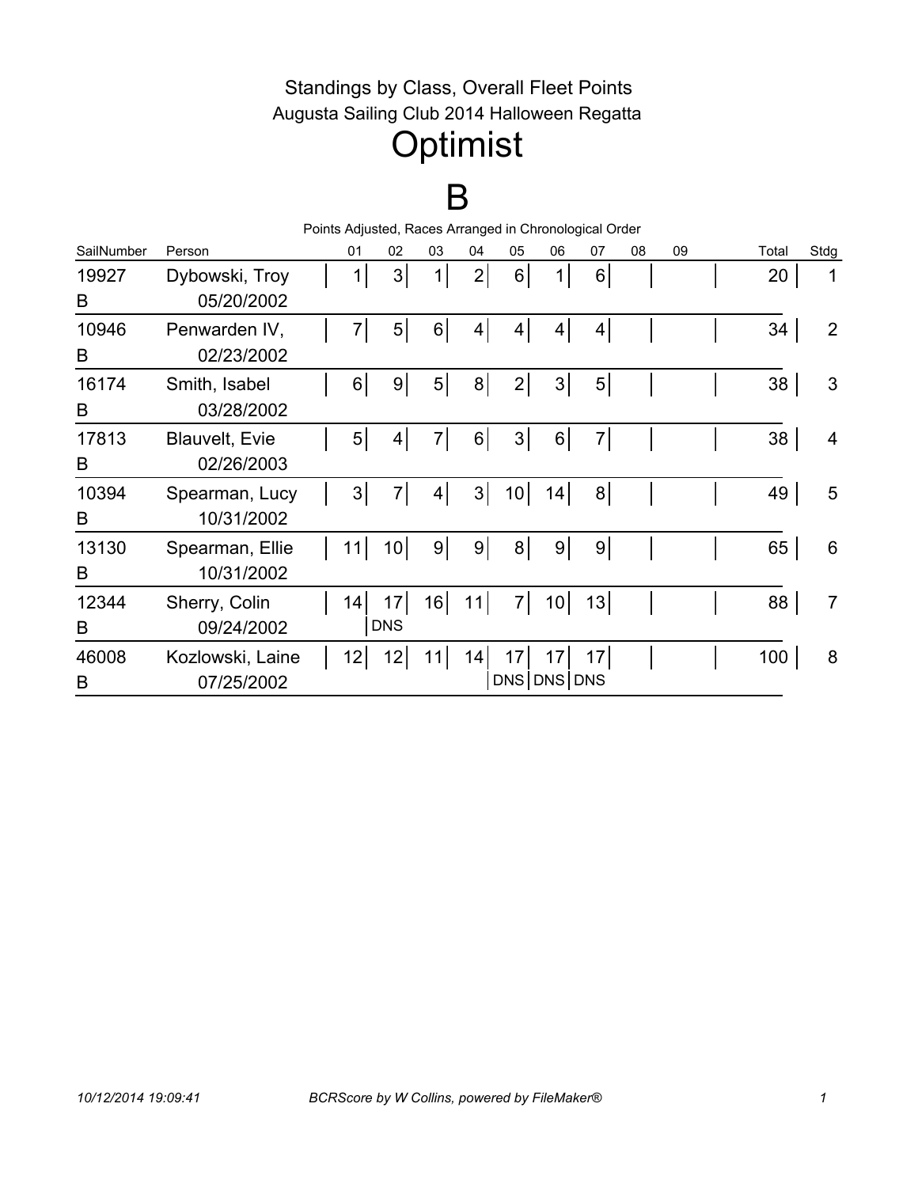# Standings by Class, Overall Fleet Points

## Augusta Sailing Club 2014 Halloween Regatta

# Optimist

# B

Points Adjusted, Races Arranged in Chronological Order

| SailNumber | Person | 01 | 02 | 03 | 04 | 05 | 06 | 07 | 08 | 09 | Total | Stdg |
|---|---|---|---|---|---|---|---|---|---|---|---|---|
| 19927 B | Dybowski, Troy 05/20/2002 | 1 | 3 | 1 | 2 | 6 | 1 | 6 | | | 20 | 1 |
| 10946 B | Penwarden IV, 02/23/2002 | 7 | 5 | 6 | 4 | 4 | 4 | 4 | | | 34 | 2 |
| 16174 B | Smith, Isabel 03/28/2002 | 6 | 9 | 5 | 8 | 2 | 3 | 5 | | | 38 | 3 |
| 17813 B | Blauvelt, Evie 02/26/2003 | 5 | 4 | 7 | 6 | 3 | 6 | 7 | | | 38 | 4 |
| 10394 B | Spearman, Lucy 10/31/2002 | 3 | 7 | 4 | 3 | 10 | 14 | 8 | | | 49 | 5 |
| 13130 B | Spearman, Ellie 10/31/2002 | 11 | 10 | 9 | 9 | 8 | 9 | 9 | | | 65 | 6 |
| 12344 B | Sherry, Colin 09/24/2002 | 14 | 17 DNS | 16 | 11 | 7 | 10 | 13 | | | 88 | 7 |
| 46008 B | Kozlowski, Laine 07/25/2002 | 12 | 12 | 11 | 14 | 17 DNS | 17 DNS | 17 DNS | | | 100 | 8 |

*10/12/2014 19:09:41* *BCRScore by W Collins, powered by FileMaker®*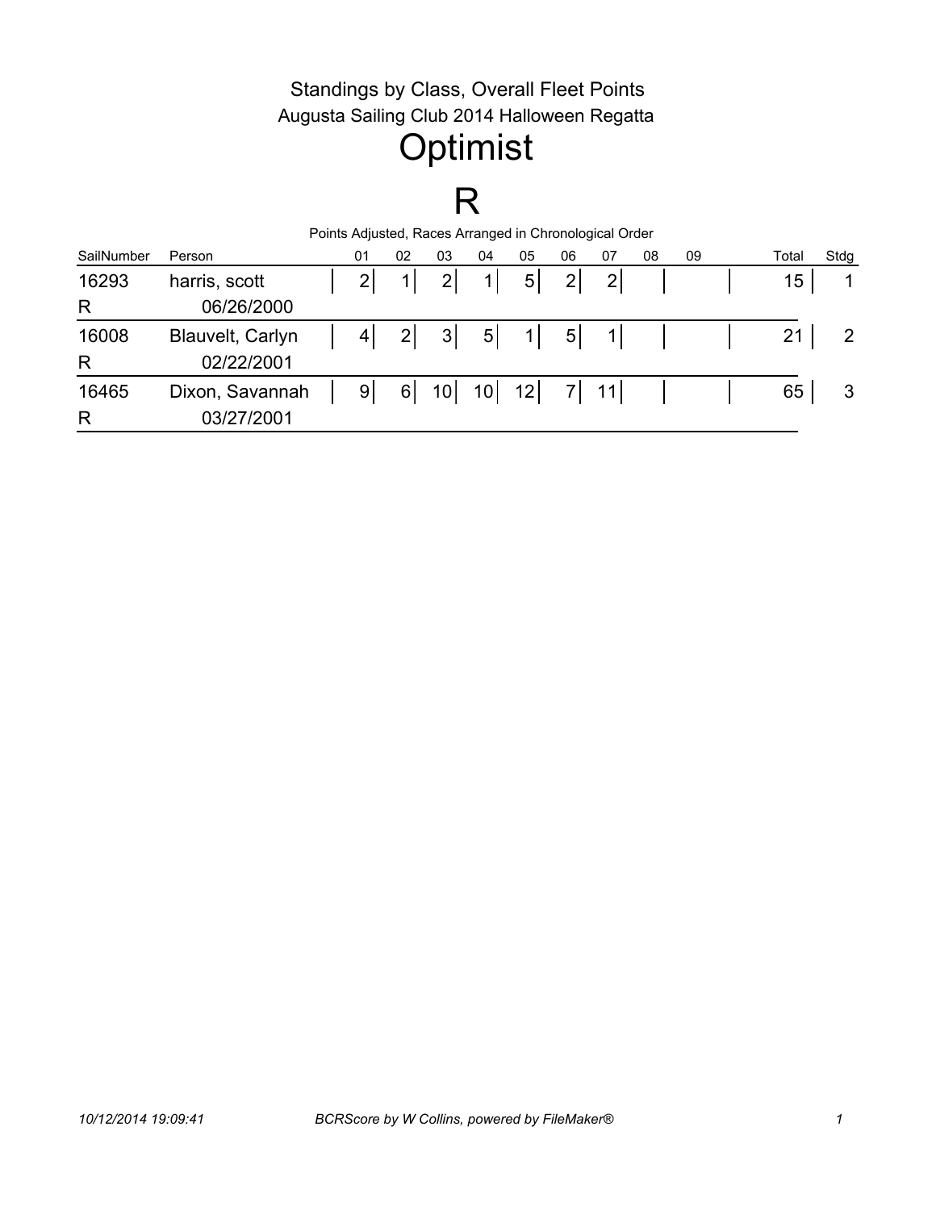Standings by Class, Overall Fleet Points

Augusta Sailing Club 2014 Halloween Regatta

# Optimist

# R

Points Adjusted, Races Arranged in Chronological Order

| SailNumber | Person | 01 | 02 | 03 | 04 | 05 | 06 | 07 | 08 | 09 | Total | Stdg |
|---|---|---|---|---|---|---|---|---|---|---|---|---|
| 16293 | harris, scott | 2 | 1 | 2 | 1 | 5 | 2 | 2 | | | 15 | 1 |
| R | 06/26/2000 | | | | | | | | | | | |
| 16008 | Blauvelt, Carlyn | 4 | 2 | 3 | 5 | 1 | 5 | 1 | | | 21 | 2 |
| R | 02/22/2001 | | | | | | | | | | | |
| 16465 | Dixon, Savannah | 9 | 6 | 10 | 10 | 12 | 7 | 11 | | | 65 | 3 |
| R | 03/27/2001 | | | | | | | | | | | |

*10/12/2014 19:09:41* *BCRScore by W Collins, powered by FileMaker®*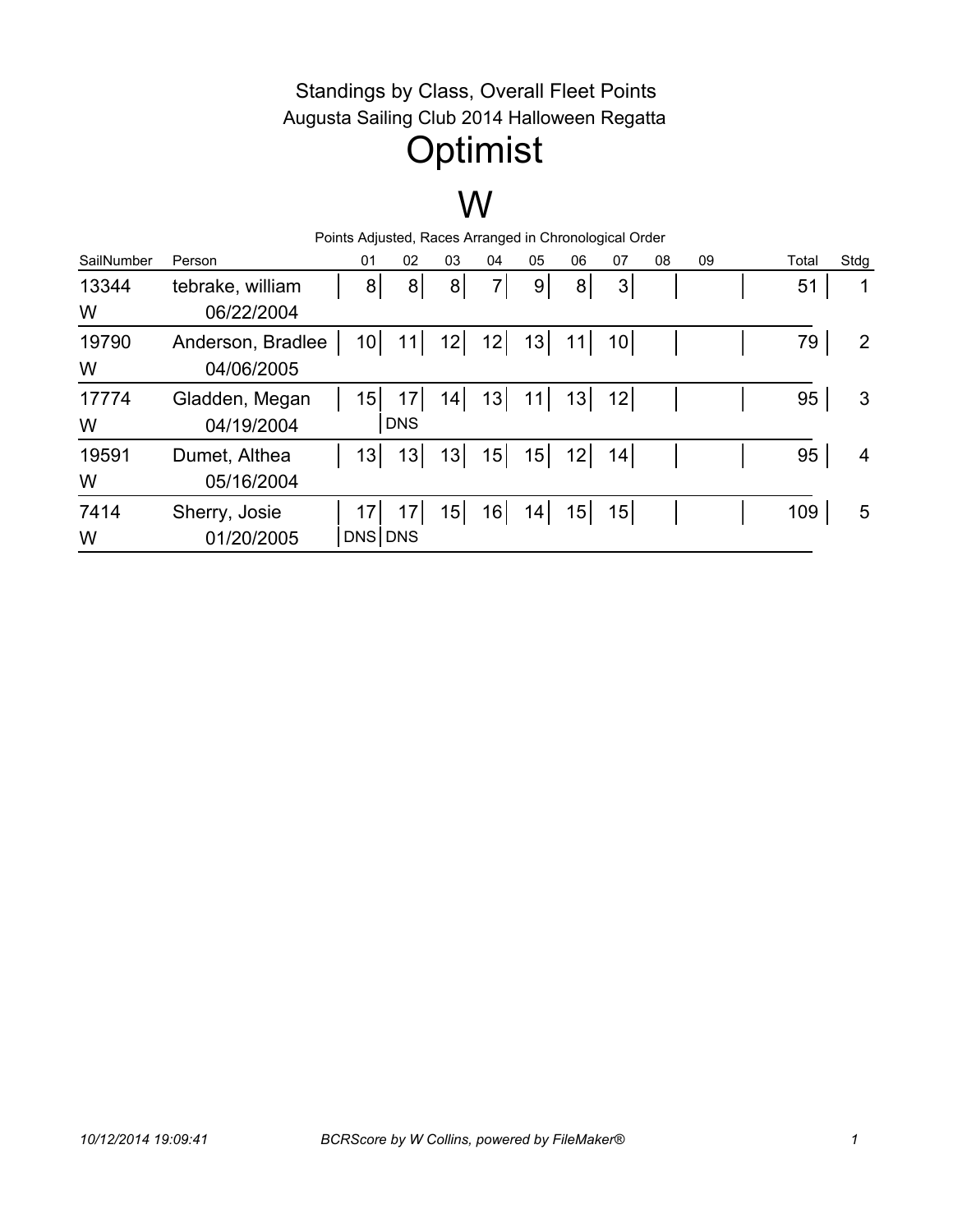Standings by Class, Overall Fleet Points

Augusta Sailing Club 2014 Halloween Regatta

# Optimist

# W

Points Adjusted, Races Arranged in Chronological Order

| SailNumber | Person | 01 | 02 | 03 | 04 | 05 | 06 | 07 | 08 | 09 | Total | Stdg |
|---|---|---|---|---|---|---|---|---|---|---|---|---|
| 13344 | tebrake, william | 8 | 8 | 8 | 7 | 9 | 8 | 3 | | | 51 | 1 |
| W | 06/22/2004 | | | | | | | | | | | |
| 19790 | Anderson, Bradlee | 10 | 11 | 12 | 12 | 13 | 11 | 10 | | | 79 | 2 |
| W | 04/06/2005 | | | | | | | | | | | |
| 17774 | Gladden, Megan | 15 | 17 | 14 | 13 | 11 | 13 | 12 | | | 95 | 3 |
| W | 04/19/2004 | | DNS | | | | | | | | | |
| 19591 | Dumet, Althea | 13 | 13 | 13 | 15 | 15 | 12 | 14 | | | 95 | 4 |
| W | 05/16/2004 | | | | | | | | | | | |
| 7414 | Sherry, Josie | 17 | 17 | 15 | 16 | 14 | 15 | 15 | | | 109 | 5 |
| W | 01/20/2005 | DNS | DNS | | | | | | | | | |

*10/12/2014 19:09:41* *BCRScore by W Collins, powered by FileMaker®*